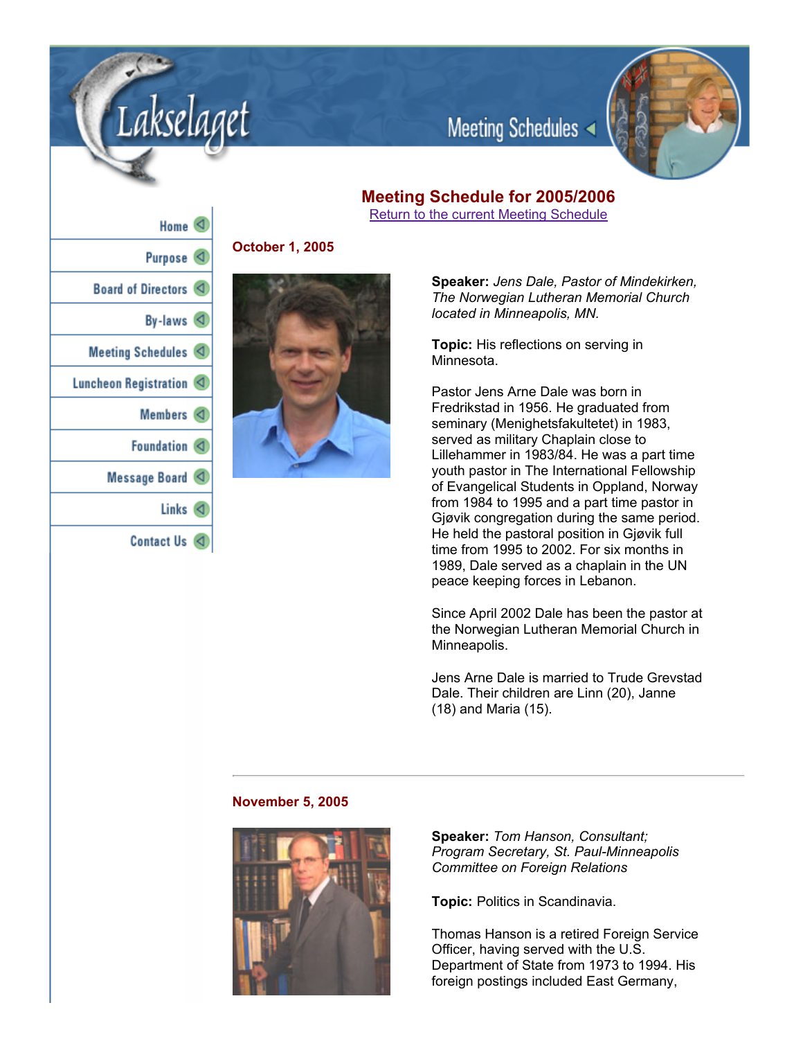Lakselaget

Meeting Schedules

- Home
- Purpose
- Board of Directors
- By-laws
- Meeting Schedules
- Luncheon Registration
- Members
- Foundation
- Message Board
- Links
- Contact Us

## Meeting Schedule for 2005/2006

Return to the current Meeting Schedule

### October 1, 2005

**Speaker:** *Jens Dale, Pastor of Mindekirken, The Norwegian Lutheran Memorial Church located in Minneapolis, MN.*

**Topic:** His reflections on serving in Minnesota.

Pastor Jens Arne Dale was born in Fredrikstad in 1956. He graduated from seminary (Menighetsfakultetet) in 1983, served as military Chaplain close to Lillehammer in 1983/84. He was a part time youth pastor in The International Fellowship of Evangelical Students in Oppland, Norway from 1984 to 1995 and a part time pastor in Gjøvik congregation during the same period. He held the pastoral position in Gjøvik full time from 1995 to 2002. For six months in 1989, Dale served as a chaplain in the UN peace keeping forces in Lebanon.

Since April 2002 Dale has been the pastor at the Norwegian Lutheran Memorial Church in Minneapolis.

Jens Arne Dale is married to Trude Grevstad Dale. Their children are Linn (20), Janne (18) and Maria (15).

---

### November 5, 2005

**Speaker:** *Tom Hanson, Consultant; Program Secretary, St. Paul-Minneapolis Committee on Foreign Relations*

**Topic:** Politics in Scandinavia.

Thomas Hanson is a retired Foreign Service Officer, having served with the U.S. Department of State from 1973 to 1994. His foreign postings included East Germany,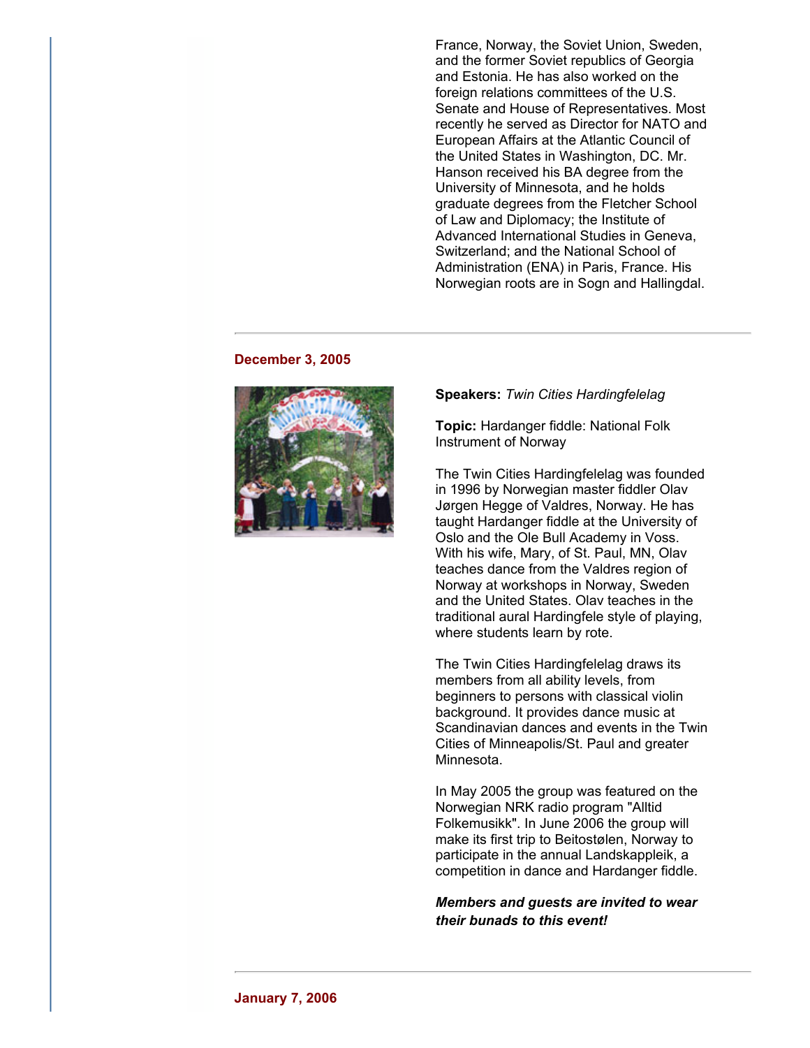France, Norway, the Soviet Union, Sweden, and the former Soviet republics of Georgia and Estonia. He has also worked on the foreign relations committees of the U.S. Senate and House of Representatives. Most recently he served as Director for NATO and European Affairs at the Atlantic Council of the United States in Washington, DC. Mr. Hanson received his BA degree from the University of Minnesota, and he holds graduate degrees from the Fletcher School of Law and Diplomacy; the Institute of Advanced International Studies in Geneva, Switzerland; and the National School of Administration (ENA) in Paris, France. His Norwegian roots are in Sogn and Hallingdal.

---

**December 3, 2005**

**Speakers:** *Twin Cities Hardingfelelag*

**Topic:** Hardanger fiddle: National Folk Instrument of Norway

The Twin Cities Hardingfelelag was founded in 1996 by Norwegian master fiddler Olav Jørgen Hegge of Valdres, Norway. He has taught Hardanger fiddle at the University of Oslo and the Ole Bull Academy in Voss. With his wife, Mary, of St. Paul, MN, Olav teaches dance from the Valdres region of Norway at workshops in Norway, Sweden and the United States. Olav teaches in the traditional aural Hardingfele style of playing, where students learn by rote.

The Twin Cities Hardingfelelag draws its members from all ability levels, from beginners to persons with classical violin background. It provides dance music at Scandinavian dances and events in the Twin Cities of Minneapolis/St. Paul and greater Minnesota.

In May 2005 the group was featured on the Norwegian NRK radio program "Alltid Folkemusikk". In June 2006 the group will make its first trip to Beitostølen, Norway to participate in the annual Landskappleik, a competition in dance and Hardanger fiddle.

***Members and guests are invited to wear their bunads to this event!***

---

**January 7, 2006**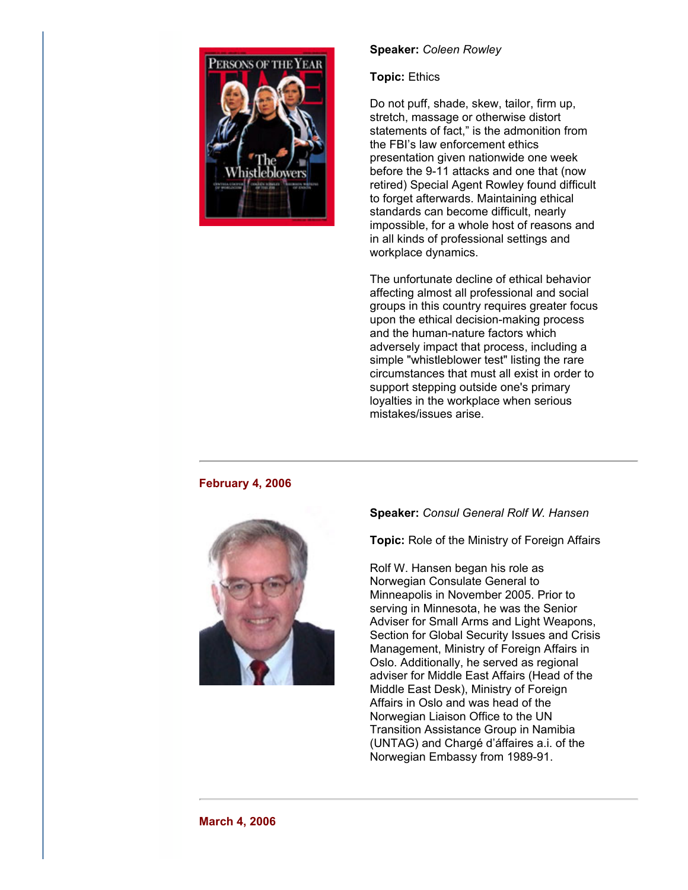**Speaker:** *Coleen Rowley*

**Topic:** Ethics

Do not puff, shade, skew, tailor, firm up, stretch, massage or otherwise distort statements of fact," is the admonition from the FBI's law enforcement ethics presentation given nationwide one week before the 9-11 attacks and one that (now retired) Special Agent Rowley found difficult to forget afterwards. Maintaining ethical standards can become difficult, nearly impossible, for a whole host of reasons and in all kinds of professional settings and workplace dynamics.

The unfortunate decline of ethical behavior affecting almost all professional and social groups in this country requires greater focus upon the ethical decision-making process and the human-nature factors which adversely impact that process, including a simple "whistleblower test" listing the rare circumstances that must all exist in order to support stepping outside one's primary loyalties in the workplace when serious mistakes/issues arise.

---

**February 4, 2006**

**Speaker:** *Consul General Rolf W. Hansen*

**Topic:** Role of the Ministry of Foreign Affairs

Rolf W. Hansen began his role as Norwegian Consulate General to Minneapolis in November 2005. Prior to serving in Minnesota, he was the Senior Adviser for Small Arms and Light Weapons, Section for Global Security Issues and Crisis Management, Ministry of Foreign Affairs in Oslo. Additionally, he served as regional adviser for Middle East Affairs (Head of the Middle East Desk), Ministry of Foreign Affairs in Oslo and was head of the Norwegian Liaison Office to the UN Transition Assistance Group in Namibia (UNTAG) and Chargé d'áffaires a.i. of the Norwegian Embassy from 1989-91.

---

**March 4, 2006**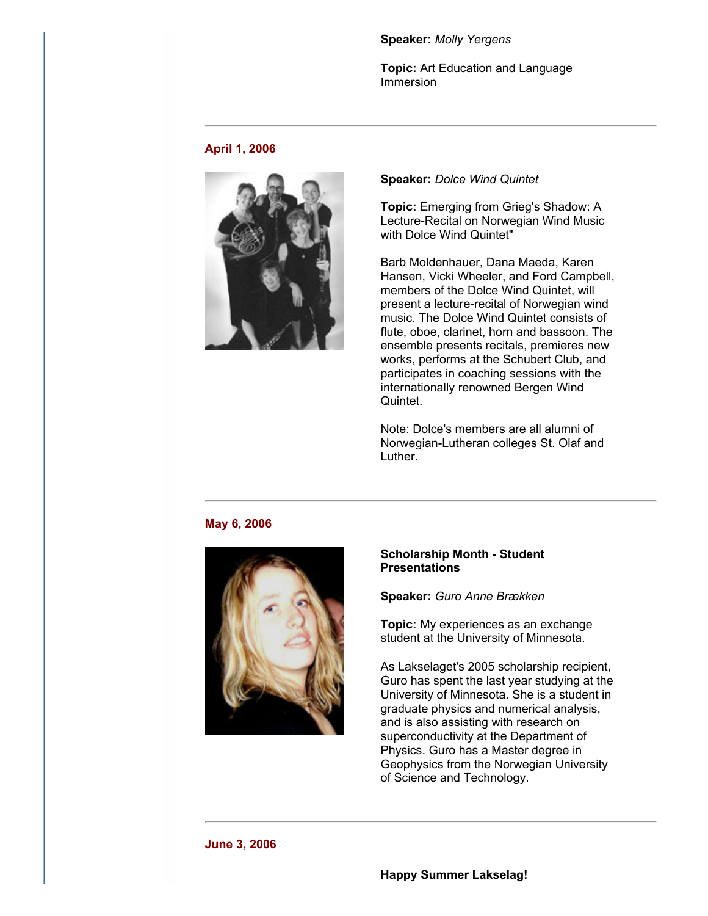**Speaker:** *Molly Yergens*

**Topic:** Art Education and Language Immersion

---

**April 1, 2006**

**Speaker:** *Dolce Wind Quintet*

**Topic:** Emerging from Grieg's Shadow: A Lecture-Recital on Norwegian Wind Music with Dolce Wind Quintet"

Barb Moldenhauer, Dana Maeda, Karen Hansen, Vicki Wheeler, and Ford Campbell, members of the Dolce Wind Quintet, will present a lecture-recital of Norwegian wind music. The Dolce Wind Quintet consists of flute, oboe, clarinet, horn and bassoon. The ensemble presents recitals, premieres new works, performs at the Schubert Club, and participates in coaching sessions with the internationally renowned Bergen Wind Quintet.

Note: Dolce's members are all alumni of Norwegian-Lutheran colleges St. Olaf and Luther.

---

**May 6, 2006**

**Scholarship Month - Student Presentations**

**Speaker:** *Guro Anne Brække*n

**Topic:** My experiences as an exchange student at the University of Minnesota.

As Lakselaget's 2005 scholarship recipient, Guro has spent the last year studying at the University of Minnesota. She is a student in graduate physics and numerical analysis, and is also assisting with research on superconductivity at the Department of Physics. Guro has a Master degree in Geophysics from the Norwegian University of Science and Technology.

---

**June 3, 2006**

**Happy Summer Lakselag!**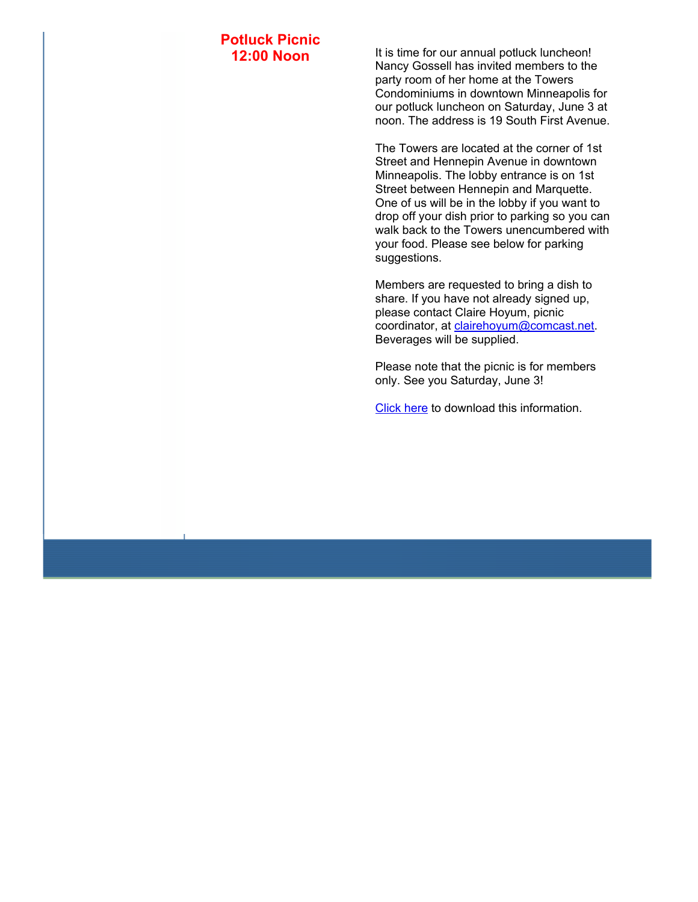**Potluck Picnic**
**12:00 Noon**

It is time for our annual potluck luncheon! Nancy Gossell has invited members to the party room of her home at the Towers Condominiums in downtown Minneapolis for our potluck luncheon on Saturday, June 3 at noon. The address is 19 South First Avenue.

The Towers are located at the corner of 1st Street and Hennepin Avenue in downtown Minneapolis. The lobby entrance is on 1st Street between Hennepin and Marquette. One of us will be in the lobby if you want to drop off your dish prior to parking so you can walk back to the Towers unencumbered with your food. Please see below for parking suggestions.

Members are requested to bring a dish to share. If you have not already signed up, please contact Claire Hoyum, picnic coordinator, at clairehoyum@comcast.net. Beverages will be supplied.

Please note that the picnic is for members only. See you Saturday, June 3!

Click here to download this information.